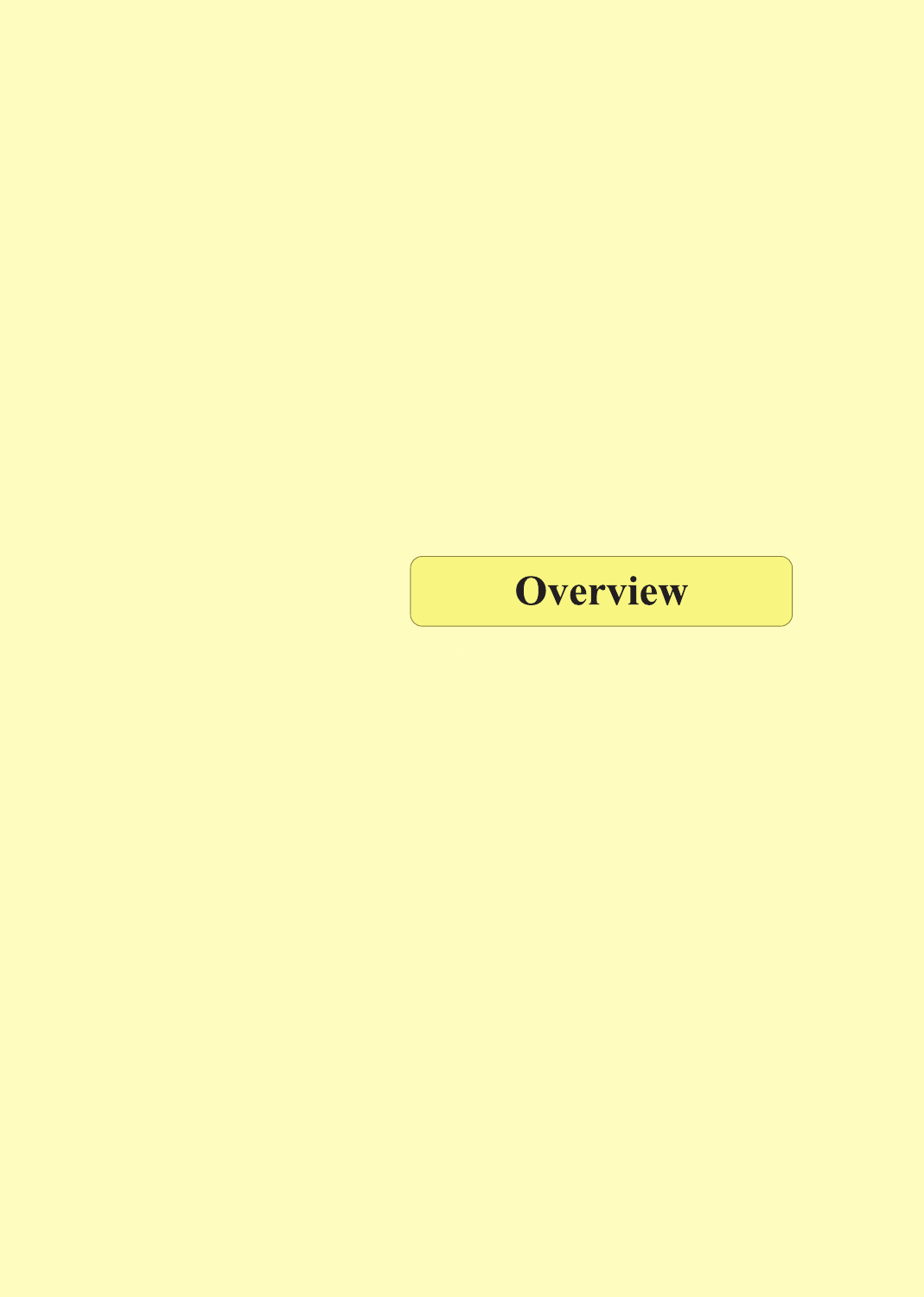# Overview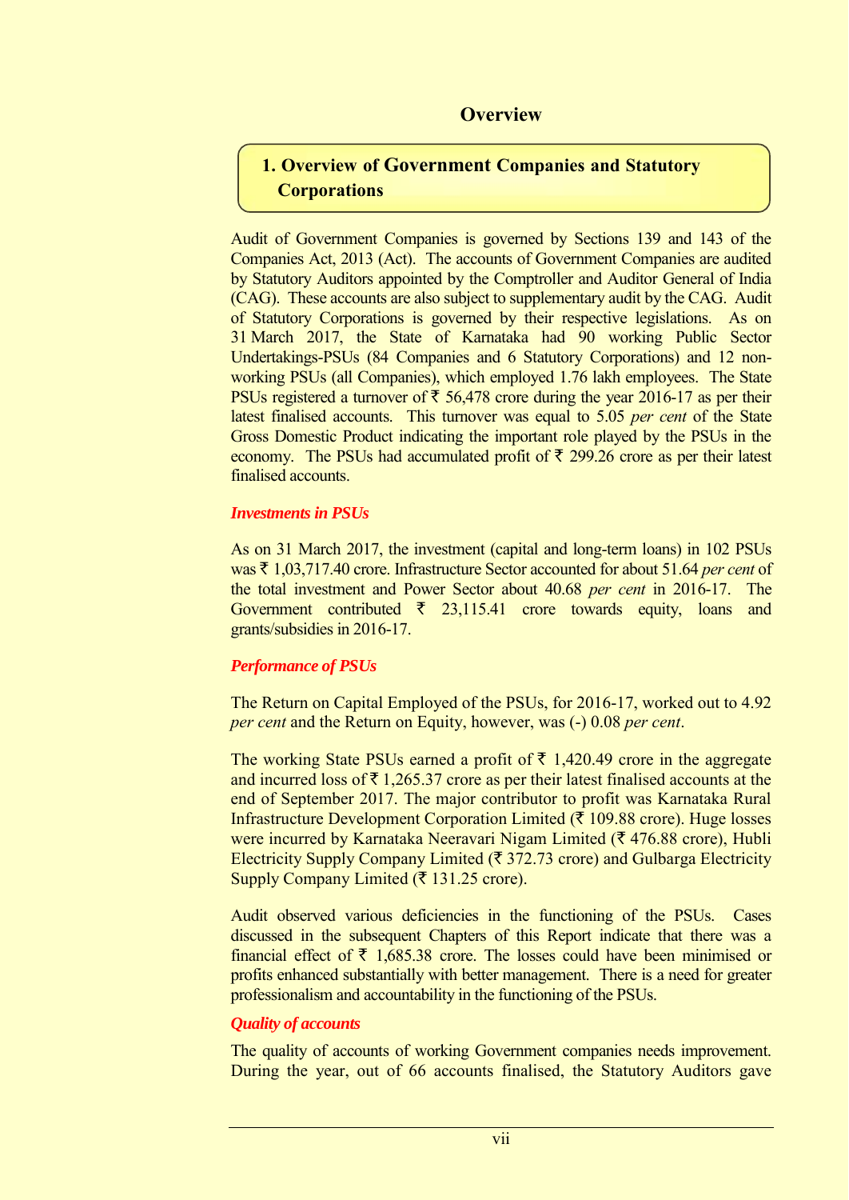# Overview

## 1. Overview of Government Companies and Statutory Corporations

Audit of Government Companies is governed by Sections 139 and 143 of the Companies Act, 2013 (Act). The accounts of Government Companies are audited by Statutory Auditors appointed by the Comptroller and Auditor General of India (CAG). These accounts are also subject to supplementary audit by the CAG. Audit of Statutory Corporations is governed by their respective legislations. As on 31 March 2017, the State of Karnataka had 90 working Public Sector Undertakings-PSUs (84 Companies and 6 Statutory Corporations) and 12 non-working PSUs (all Companies), which employed 1.76 lakh employees. The State PSUs registered a turnover of ₹ 56,478 crore during the year 2016-17 as per their latest finalised accounts. This turnover was equal to 5.05 *per cent* of the State Gross Domestic Product indicating the important role played by the PSUs in the economy. The PSUs had accumulated profit of ₹ 299.26 crore as per their latest finalised accounts.

***Investments in PSUs***

As on 31 March 2017, the investment (capital and long-term loans) in 102 PSUs was ₹ 1,03,717.40 crore. Infrastructure Sector accounted for about 51.64 *per cent* of the total investment and Power Sector about 40.68 *per cent* in 2016-17. The Government contributed ₹ 23,115.41 crore towards equity, loans and grants/subsidies in 2016-17.

***Performance of PSUs***

The Return on Capital Employed of the PSUs, for 2016-17, worked out to 4.92 *per cent* and the Return on Equity, however, was (-) 0.08 *per cent*.

The working State PSUs earned a profit of ₹ 1,420.49 crore in the aggregate and incurred loss of ₹ 1,265.37 crore as per their latest finalised accounts at the end of September 2017. The major contributor to profit was Karnataka Rural Infrastructure Development Corporation Limited (₹ 109.88 crore). Huge losses were incurred by Karnataka Neeravari Nigam Limited (₹ 476.88 crore), Hubli Electricity Supply Company Limited (₹ 372.73 crore) and Gulbarga Electricity Supply Company Limited (₹ 131.25 crore).

Audit observed various deficiencies in the functioning of the PSUs. Cases discussed in the subsequent Chapters of this Report indicate that there was a financial effect of ₹ 1,685.38 crore. The losses could have been minimised or profits enhanced substantially with better management. There is a need for greater professionalism and accountability in the functioning of the PSUs.

***Quality of accounts***

The quality of accounts of working Government companies needs improvement. During the year, out of 66 accounts finalised, the Statutory Auditors gave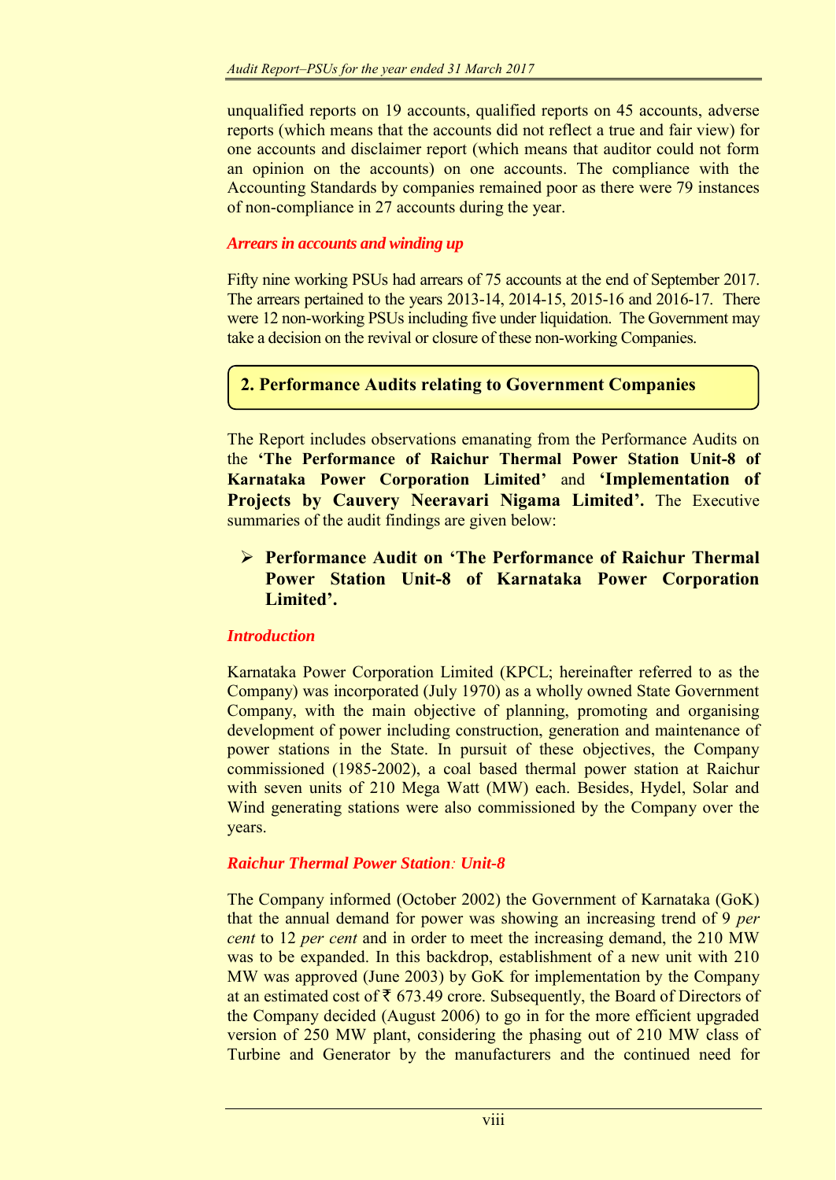unqualified reports on 19 accounts, qualified reports on 45 accounts, adverse reports (which means that the accounts did not reflect a true and fair view) for one accounts and disclaimer report (which means that auditor could not form an opinion on the accounts) on one accounts. The compliance with the Accounting Standards by companies remained poor as there were 79 instances of non-compliance in 27 accounts during the year.

***Arrears in accounts and winding up***

Fifty nine working PSUs had arrears of 75 accounts at the end of September 2017. The arrears pertained to the years 2013-14, 2014-15, 2015-16 and 2016-17. There were 12 non-working PSUs including five under liquidation. The Government may take a decision on the revival or closure of these non-working Companies.

## 2. Performance Audits relating to Government Companies

The Report includes observations emanating from the Performance Audits on the **'The Performance of Raichur Thermal Power Station Unit-8 of Karnataka Power Corporation Limited'** and **'Implementation of Projects by Cauvery Neeravari Nigama Limited'.** The Executive summaries of the audit findings are given below:

- **Performance Audit on 'The Performance of Raichur Thermal Power Station Unit-8 of Karnataka Power Corporation Limited'.**

***Introduction***

Karnataka Power Corporation Limited (KPCL; hereinafter referred to as the Company) was incorporated (July 1970) as a wholly owned State Government Company, with the main objective of planning, promoting and organising development of power including construction, generation and maintenance of power stations in the State. In pursuit of these objectives, the Company commissioned (1985-2002), a coal based thermal power station at Raichur with seven units of 210 Mega Watt (MW) each. Besides, Hydel, Solar and Wind generating stations were also commissioned by the Company over the years.

***Raichur Thermal Power Station: Unit-8***

The Company informed (October 2002) the Government of Karnataka (GoK) that the annual demand for power was showing an increasing trend of 9 *per cent* to 12 *per cent* and in order to meet the increasing demand, the 210 MW was to be expanded. In this backdrop, establishment of a new unit with 210 MW was approved (June 2003) by GoK for implementation by the Company at an estimated cost of ₹ 673.49 crore. Subsequently, the Board of Directors of the Company decided (August 2006) to go in for the more efficient upgraded version of 250 MW plant, considering the phasing out of 210 MW class of Turbine and Generator by the manufacturers and the continued need for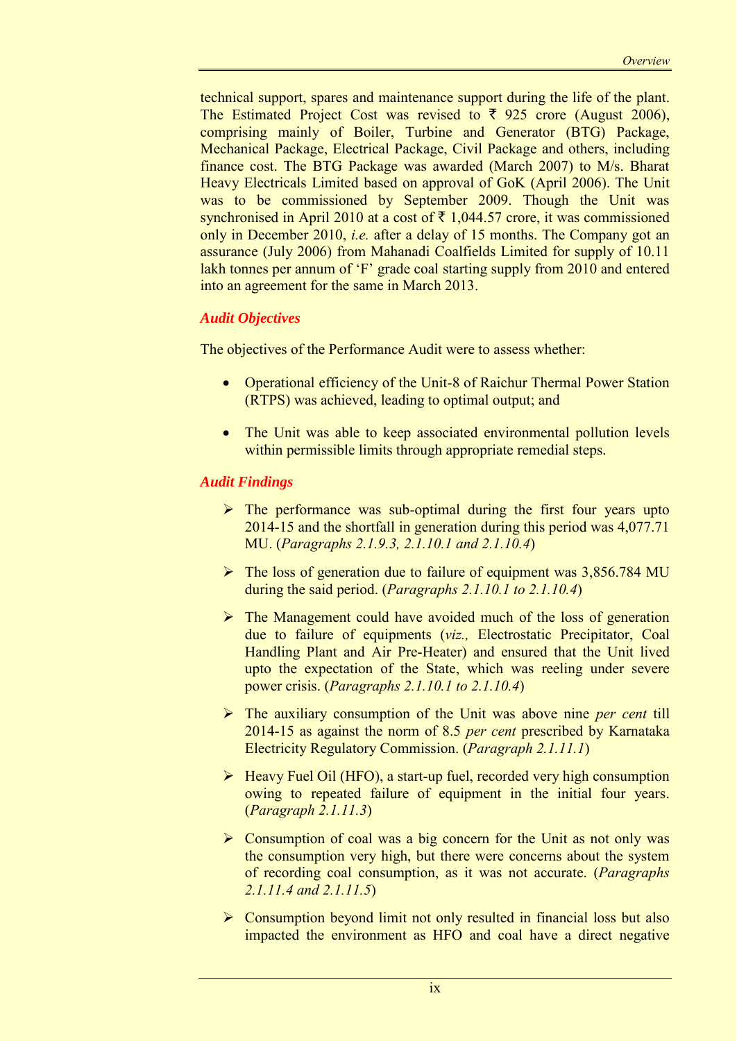technical support, spares and maintenance support during the life of the plant. The Estimated Project Cost was revised to ₹ 925 crore (August 2006), comprising mainly of Boiler, Turbine and Generator (BTG) Package, Mechanical Package, Electrical Package, Civil Package and others, including finance cost. The BTG Package was awarded (March 2007) to M/s. Bharat Heavy Electricals Limited based on approval of GoK (April 2006). The Unit was to be commissioned by September 2009. Though the Unit was synchronised in April 2010 at a cost of ₹ 1,044.57 crore, it was commissioned only in December 2010, *i.e.* after a delay of 15 months. The Company got an assurance (July 2006) from Mahanadi Coalfields Limited for supply of 10.11 lakh tonnes per annum of 'F' grade coal starting supply from 2010 and entered into an agreement for the same in March 2013.

***Audit Objectives***

The objectives of the Performance Audit were to assess whether:

- Operational efficiency of the Unit-8 of Raichur Thermal Power Station (RTPS) was achieved, leading to optimal output; and
- The Unit was able to keep associated environmental pollution levels within permissible limits through appropriate remedial steps.

***Audit Findings***

- The performance was sub-optimal during the first four years upto 2014-15 and the shortfall in generation during this period was 4,077.71 MU. (*Paragraphs 2.1.9.3, 2.1.10.1 and 2.1.10.4*)
- The loss of generation due to failure of equipment was 3,856.784 MU during the said period. (*Paragraphs 2.1.10.1 to 2.1.10.4*)
- The Management could have avoided much of the loss of generation due to failure of equipments (*viz.,* Electrostatic Precipitator, Coal Handling Plant and Air Pre-Heater) and ensured that the Unit lived upto the expectation of the State, which was reeling under severe power crisis. (*Paragraphs 2.1.10.1 to 2.1.10.4*)
- The auxiliary consumption of the Unit was above nine *per cent* till 2014-15 as against the norm of 8.5 *per cent* prescribed by Karnataka Electricity Regulatory Commission. (*Paragraph 2.1.11.1*)
- Heavy Fuel Oil (HFO), a start-up fuel, recorded very high consumption owing to repeated failure of equipment in the initial four years. (*Paragraph 2.1.11.3*)
- Consumption of coal was a big concern for the Unit as not only was the consumption very high, but there were concerns about the system of recording coal consumption, as it was not accurate. (*Paragraphs 2.1.11.4 and 2.1.11.5*)
- Consumption beyond limit not only resulted in financial loss but also impacted the environment as HFO and coal have a direct negative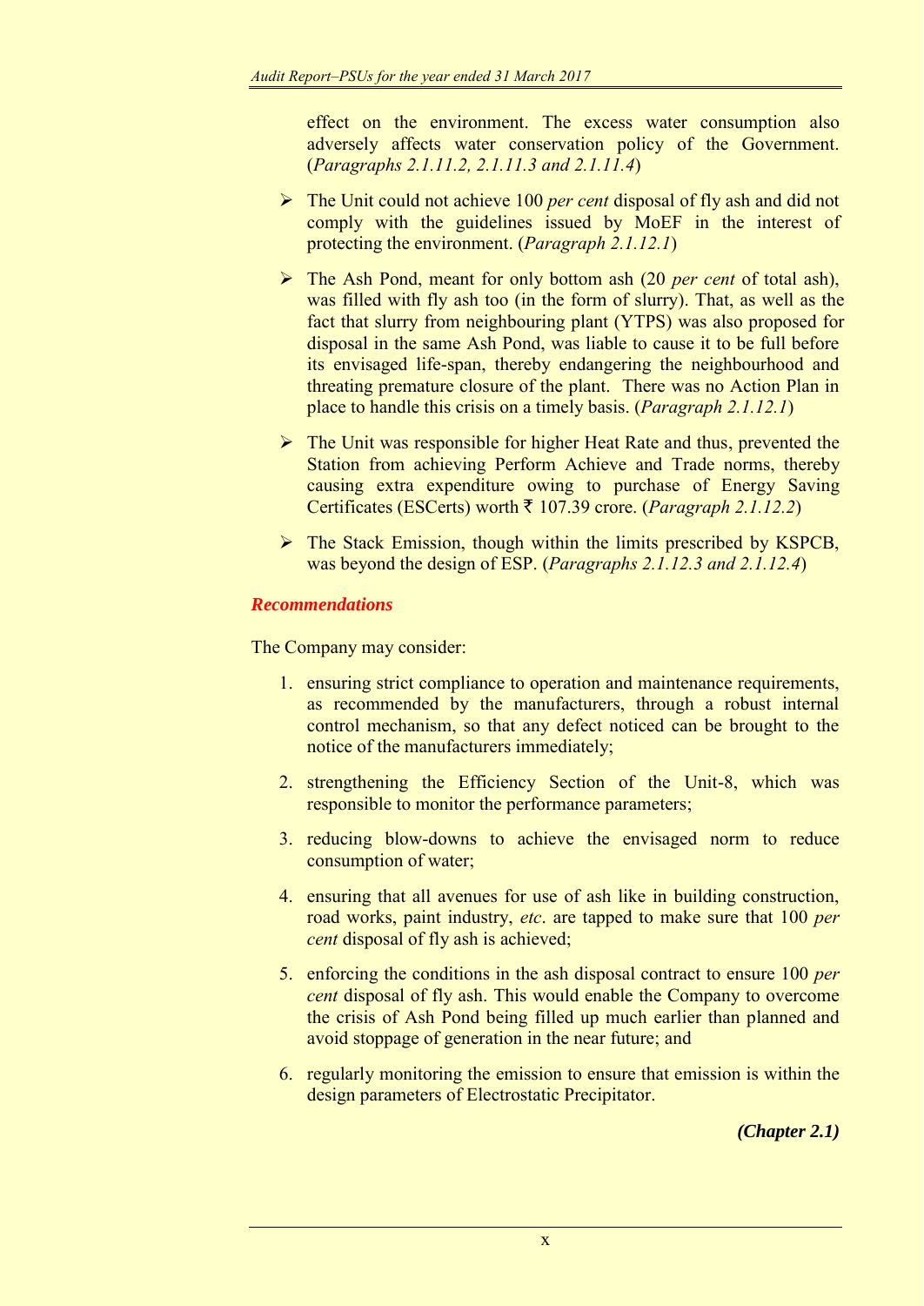effect on the environment. The excess water consumption also adversely affects water conservation policy of the Government. (*Paragraphs 2.1.11.2, 2.1.11.3 and 2.1.11.4*)

- The Unit could not achieve 100 *per cent* disposal of fly ash and did not comply with the guidelines issued by MoEF in the interest of protecting the environment. (*Paragraph 2.1.12.1*)
- The Ash Pond, meant for only bottom ash (20 *per cent* of total ash), was filled with fly ash too (in the form of slurry). That, as well as the fact that slurry from neighbouring plant (YTPS) was also proposed for disposal in the same Ash Pond, was liable to cause it to be full before its envisaged life-span, thereby endangering the neighbourhood and threating premature closure of the plant. There was no Action Plan in place to handle this crisis on a timely basis. (*Paragraph 2.1.12.1*)
- The Unit was responsible for higher Heat Rate and thus, prevented the Station from achieving Perform Achieve and Trade norms, thereby causing extra expenditure owing to purchase of Energy Saving Certificates (ESCerts) worth ₹ 107.39 crore. (*Paragraph 2.1.12.2*)
- The Stack Emission, though within the limits prescribed by KSPCB, was beyond the design of ESP. (*Paragraphs 2.1.12.3 and 2.1.12.4*)

### *Recommendations*

The Company may consider:

1. ensuring strict compliance to operation and maintenance requirements, as recommended by the manufacturers, through a robust internal control mechanism, so that any defect noticed can be brought to the notice of the manufacturers immediately;
2. strengthening the Efficiency Section of the Unit-8, which was responsible to monitor the performance parameters;
3. reducing blow-downs to achieve the envisaged norm to reduce consumption of water;
4. ensuring that all avenues for use of ash like in building construction, road works, paint industry, *etc*. are tapped to make sure that 100 *per cent* disposal of fly ash is achieved;
5. enforcing the conditions in the ash disposal contract to ensure 100 *per cent* disposal of fly ash. This would enable the Company to overcome the crisis of Ash Pond being filled up much earlier than planned and avoid stoppage of generation in the near future; and
6. regularly monitoring the emission to ensure that emission is within the design parameters of Electrostatic Precipitator.

***(Chapter 2.1)***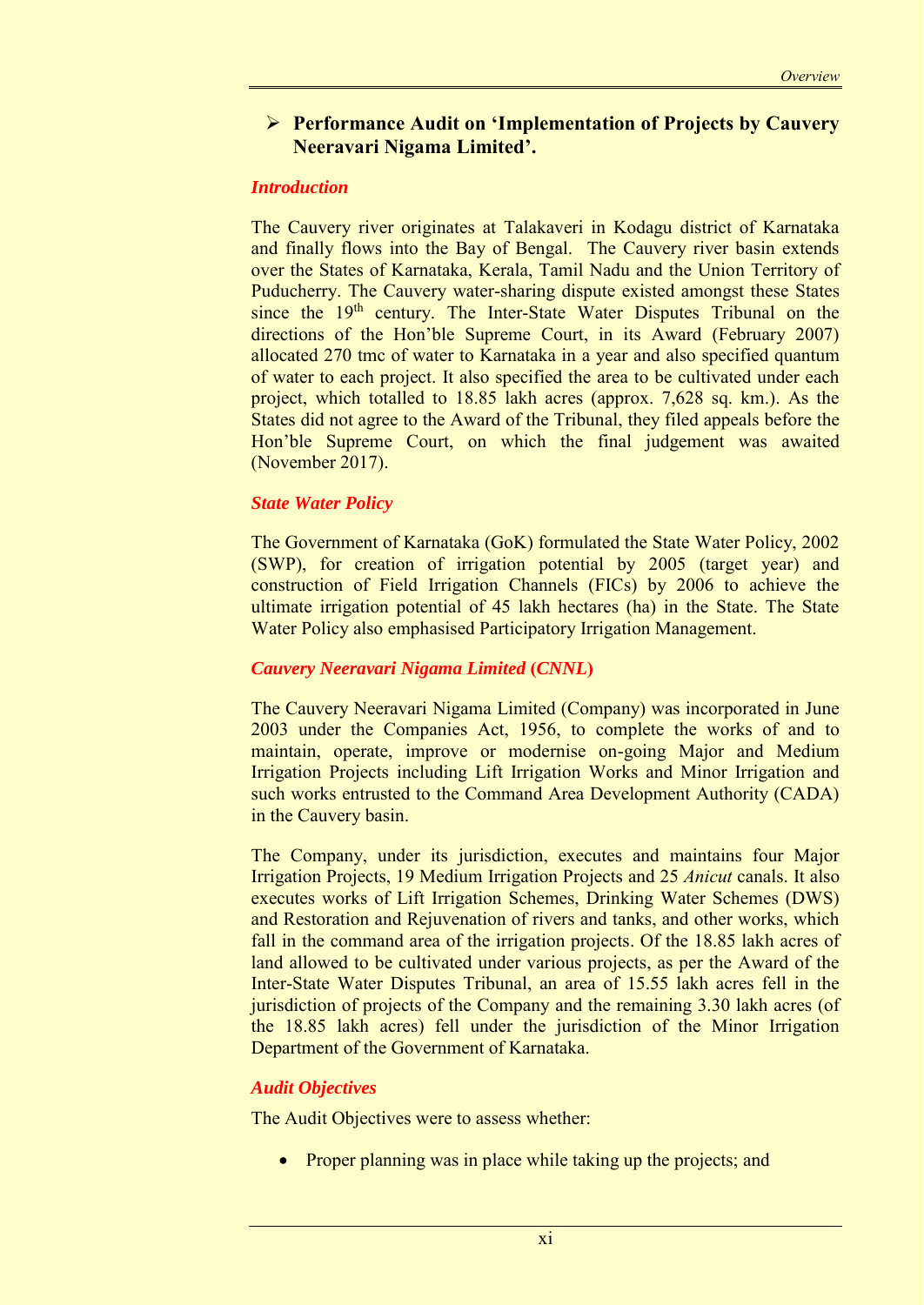- **Performance Audit on 'Implementation of Projects by Cauvery Neeravari Nigama Limited'.**

### *Introduction*

The Cauvery river originates at Talakaveri in Kodagu district of Karnataka and finally flows into the Bay of Bengal. The Cauvery river basin extends over the States of Karnataka, Kerala, Tamil Nadu and the Union Territory of Puducherry. The Cauvery water-sharing dispute existed amongst these States since the 19th century. The Inter-State Water Disputes Tribunal on the directions of the Hon'ble Supreme Court, in its Award (February 2007) allocated 270 tmc of water to Karnataka in a year and also specified quantum of water to each project. It also specified the area to be cultivated under each project, which totalled to 18.85 lakh acres (approx. 7,628 sq. km.). As the States did not agree to the Award of the Tribunal, they filed appeals before the Hon'ble Supreme Court, on which the final judgement was awaited (November 2017).

### *State Water Policy*

The Government of Karnataka (GoK) formulated the State Water Policy, 2002 (SWP), for creation of irrigation potential by 2005 (target year) and construction of Field Irrigation Channels (FICs) by 2006 to achieve the ultimate irrigation potential of 45 lakh hectares (ha) in the State. The State Water Policy also emphasised Participatory Irrigation Management.

### *Cauvery Neeravari Nigama Limited (CNNL)*

The Cauvery Neeravari Nigama Limited (Company) was incorporated in June 2003 under the Companies Act, 1956, to complete the works of and to maintain, operate, improve or modernise on-going Major and Medium Irrigation Projects including Lift Irrigation Works and Minor Irrigation and such works entrusted to the Command Area Development Authority (CADA) in the Cauvery basin.

The Company, under its jurisdiction, executes and maintains four Major Irrigation Projects, 19 Medium Irrigation Projects and 25 *Anicut* canals. It also executes works of Lift Irrigation Schemes, Drinking Water Schemes (DWS) and Restoration and Rejuvenation of rivers and tanks, and other works, which fall in the command area of the irrigation projects. Of the 18.85 lakh acres of land allowed to be cultivated under various projects, as per the Award of the Inter-State Water Disputes Tribunal, an area of 15.55 lakh acres fell in the jurisdiction of projects of the Company and the remaining 3.30 lakh acres (of the 18.85 lakh acres) fell under the jurisdiction of the Minor Irrigation Department of the Government of Karnataka.

### *Audit Objectives*

The Audit Objectives were to assess whether:

- Proper planning was in place while taking up the projects; and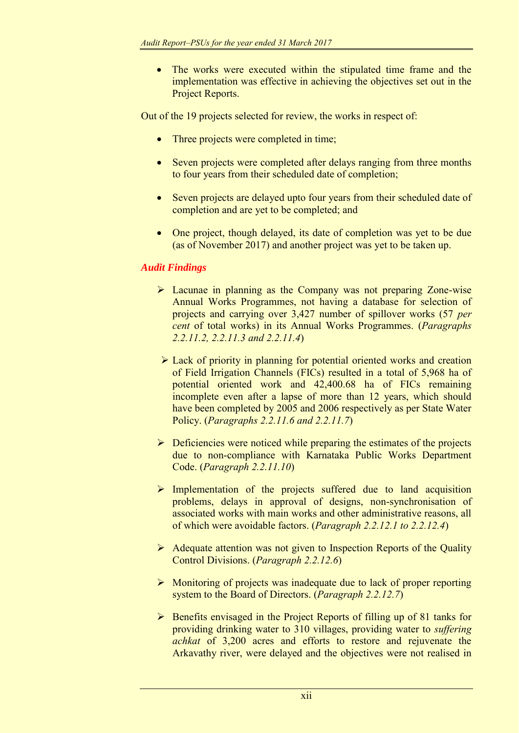- The works were executed within the stipulated time frame and the implementation was effective in achieving the objectives set out in the Project Reports.

Out of the 19 projects selected for review, the works in respect of:

- Three projects were completed in time;
- Seven projects were completed after delays ranging from three months to four years from their scheduled date of completion;
- Seven projects are delayed upto four years from their scheduled date of completion and are yet to be completed; and
- One project, though delayed, its date of completion was yet to be due (as of November 2017) and another project was yet to be taken up.

***Audit Findings***

- Lacunae in planning as the Company was not preparing Zone-wise Annual Works Programmes, not having a database for selection of projects and carrying over 3,427 number of spillover works (57 *per cent* of total works) in its Annual Works Programmes. (*Paragraphs 2.2.11.2, 2.2.11.3 and 2.2.11.4*)
- Lack of priority in planning for potential oriented works and creation of Field Irrigation Channels (FICs) resulted in a total of 5,968 ha of potential oriented work and 42,400.68 ha of FICs remaining incomplete even after a lapse of more than 12 years, which should have been completed by 2005 and 2006 respectively as per State Water Policy. (*Paragraphs 2.2.11.6 and 2.2.11.7*)
- Deficiencies were noticed while preparing the estimates of the projects due to non-compliance with Karnataka Public Works Department Code. (*Paragraph 2.2.11.10*)
- Implementation of the projects suffered due to land acquisition problems, delays in approval of designs, non-synchronisation of associated works with main works and other administrative reasons, all of which were avoidable factors. (*Paragraph 2.2.12.1 to 2.2.12.4*)
- Adequate attention was not given to Inspection Reports of the Quality Control Divisions. (*Paragraph 2.2.12.6*)
- Monitoring of projects was inadequate due to lack of proper reporting system to the Board of Directors. (*Paragraph 2.2.12.7*)
- Benefits envisaged in the Project Reports of filling up of 81 tanks for providing drinking water to 310 villages, providing water to *suffering achkat* of 3,200 acres and efforts to restore and rejuvenate the Arkavathy river, were delayed and the objectives were not realised in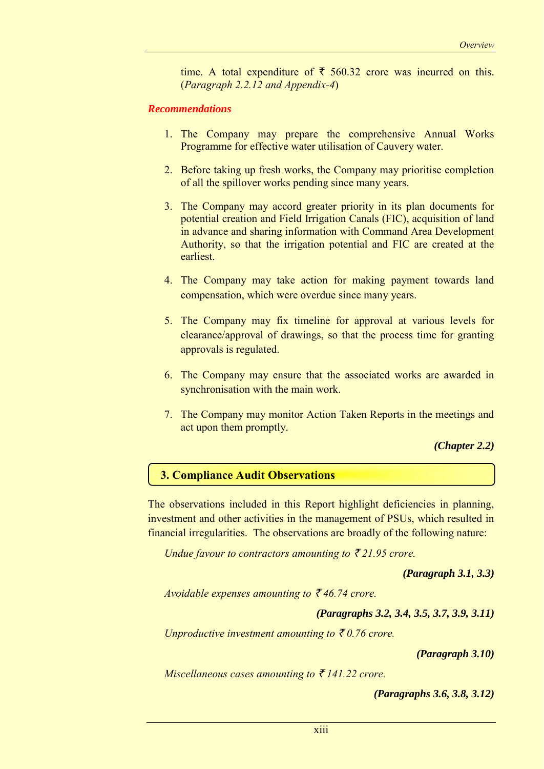time. A total expenditure of ₹ 560.32 crore was incurred on this. (*Paragraph 2.2.12 and Appendix-4*)

***Recommendations***

1. The Company may prepare the comprehensive Annual Works Programme for effective water utilisation of Cauvery water.

2. Before taking up fresh works, the Company may prioritise completion of all the spillover works pending since many years.

3. The Company may accord greater priority in its plan documents for potential creation and Field Irrigation Canals (FIC), acquisition of land in advance and sharing information with Command Area Development Authority, so that the irrigation potential and FIC are created at the earliest.

4. The Company may take action for making payment towards land compensation, which were overdue since many years.

5. The Company may fix timeline for approval at various levels for clearance/approval of drawings, so that the process time for granting approvals is regulated.

6. The Company may ensure that the associated works are awarded in synchronisation with the main work.

7. The Company may monitor Action Taken Reports in the meetings and act upon them promptly.

***(Chapter 2.2)***

## 3. Compliance Audit Observations

The observations included in this Report highlight deficiencies in planning, investment and other activities in the management of PSUs, which resulted in financial irregularities. The observations are broadly of the following nature:

*Undue favour to contractors amounting to ₹ 21.95 crore.*

***(Paragraph 3.1, 3.3)***

*Avoidable expenses amounting to ₹ 46.74 crore.*

***(Paragraphs 3.2, 3.4, 3.5, 3.7, 3.9, 3.11)***

*Unproductive investment amounting to ₹ 0.76 crore.*

***(Paragraph 3.10)***

*Miscellaneous cases amounting to ₹ 141.22 crore.*

***(Paragraphs 3.6, 3.8, 3.12)***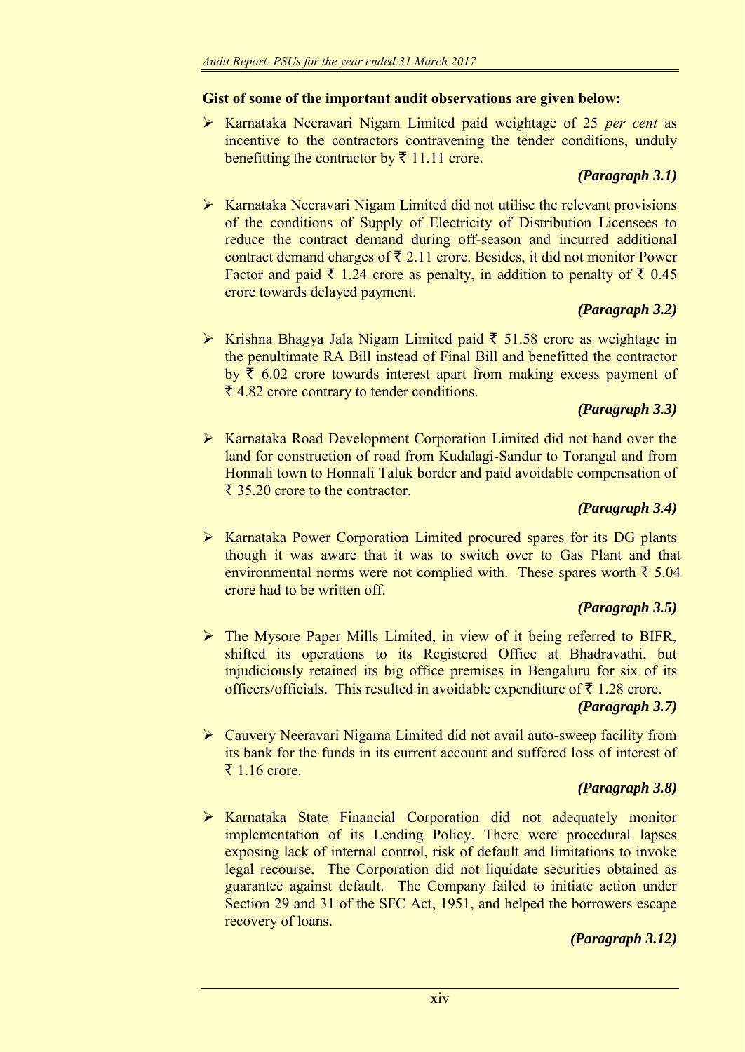**Gist of some of the important audit observations are given below:**

- Karnataka Neeravari Nigam Limited paid weightage of 25 *per cent* as incentive to the contractors contravening the tender conditions, unduly benefitting the contractor by ₹ 11.11 crore.

  ***(Paragraph 3.1)***

- Karnataka Neeravari Nigam Limited did not utilise the relevant provisions of the conditions of Supply of Electricity of Distribution Licensees to reduce the contract demand during off-season and incurred additional contract demand charges of ₹ 2.11 crore. Besides, it did not monitor Power Factor and paid ₹ 1.24 crore as penalty, in addition to penalty of ₹ 0.45 crore towards delayed payment.

  ***(Paragraph 3.2)***

- Krishna Bhagya Jala Nigam Limited paid ₹ 51.58 crore as weightage in the penultimate RA Bill instead of Final Bill and benefitted the contractor by ₹ 6.02 crore towards interest apart from making excess payment of ₹ 4.82 crore contrary to tender conditions.

  ***(Paragraph 3.3)***

- Karnataka Road Development Corporation Limited did not hand over the land for construction of road from Kudalagi-Sandur to Torangal and from Honnali town to Honnali Taluk border and paid avoidable compensation of ₹ 35.20 crore to the contractor.

  ***(Paragraph 3.4)***

- Karnataka Power Corporation Limited procured spares for its DG plants though it was aware that it was to switch over to Gas Plant and that environmental norms were not complied with. These spares worth ₹ 5.04 crore had to be written off.

  ***(Paragraph 3.5)***

- The Mysore Paper Mills Limited, in view of it being referred to BIFR, shifted its operations to its Registered Office at Bhadravathi, but injudiciously retained its big office premises in Bengaluru for six of its officers/officials. This resulted in avoidable expenditure of ₹ 1.28 crore.

  ***(Paragraph 3.7)***

- Cauvery Neeravari Nigama Limited did not avail auto-sweep facility from its bank for the funds in its current account and suffered loss of interest of ₹ 1.16 crore.

  ***(Paragraph 3.8)***

- Karnataka State Financial Corporation did not adequately monitor implementation of its Lending Policy. There were procedural lapses exposing lack of internal control, risk of default and limitations to invoke legal recourse. The Corporation did not liquidate securities obtained as guarantee against default. The Company failed to initiate action under Section 29 and 31 of the SFC Act, 1951, and helped the borrowers escape recovery of loans.

  ***(Paragraph 3.12)***